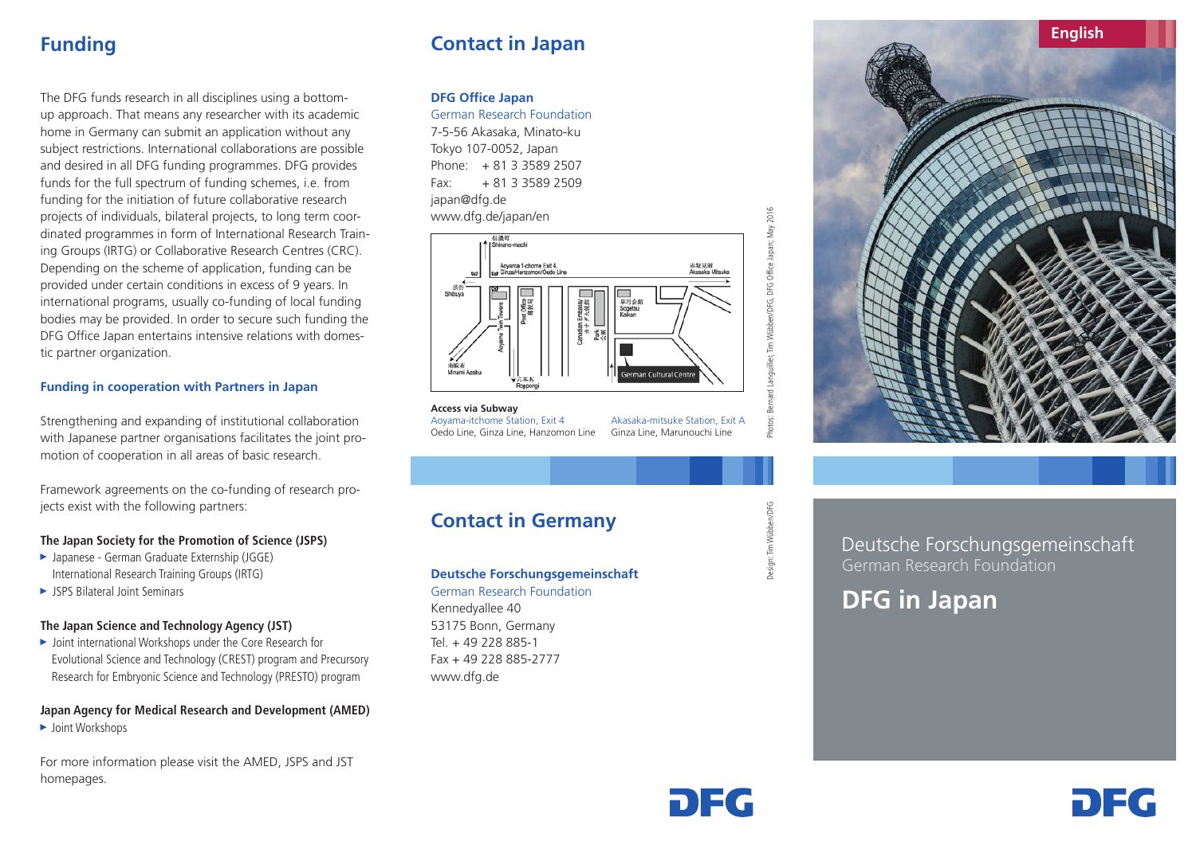## Funding

The DFG funds research in all disciplines using a bottom-up approach. That means any researcher with its academic home in Germany can submit an application without any subject restrictions. International collaborations are possible and desired in all DFG funding programmes. DFG provides funds for the full spectrum of funding schemes, i.e. from funding for the initiation of future collaborative research projects of individuals, bilateral projects, to long term coordinated programmes in form of International Research Training Groups (IRTG) or Collaborative Research Centres (CRC). Depending on the scheme of application, funding can be provided under certain conditions in excess of 9 years. In international programs, usually co-funding of local funding bodies may be provided. In order to secure such funding the DFG Office Japan entertains intensive relations with domestic partner organization.

### Funding in cooperation with Partners in Japan

Strengthening and expanding of institutional collaboration with Japanese partner organisations facilitates the joint promotion of cooperation in all areas of basic research.

Framework agreements on the co-funding of research projects exist with the following partners:

**The Japan Society for the Promotion of Science (JSPS)**

- Japanese - German Graduate Externship (JGGE) International Research Training Groups (IRTG)
- JSPS Bilateral Joint Seminars

**The Japan Science and Technology Agency (JST)**

- Joint international Workshops under the Core Research for Evolutional Science and Technology (CREST) program and Precursory Research for Embryonic Science and Technology (PRESTO) program

**Japan Agency for Medical Research and Development (AMED)**

- Joint Workshops

For more information please visit the AMED, JSPS and JST homepages.

## Contact in Japan

**DFG Office Japan**
German Research Foundation
7-5-56 Akasaka, Minato-ku
Tokyo 107-0052, Japan
Phone: + 81 3 3589 2507
Fax: + 81 3 3589 2509
japan@dfg.de
www.dfg.de/japan/en

**Access via Subway**

Aoyama-itchome Station, Exit 4
Oedo Line, Ginza Line, Hanzomon Line

Akasaka-mitsuke Station, Exit A
Ginza Line, Marunouchi Line

Photos: Bernard Languillier, Tim Wübben/DFG, DFG Office Japan; May 2016

## Contact in Germany

**Deutsche Forschungsgemeinschaft**
German Research Foundation
Kennedyallee 40
53175 Bonn, Germany
Tel. + 49 228 885-1
Fax + 49 228 885-2777
www.dfg.de

Design: Tim Wübben/DFG

DFG

English

Deutsche Forschungsgemeinschaft
German Research Foundation

# DFG in Japan

DFG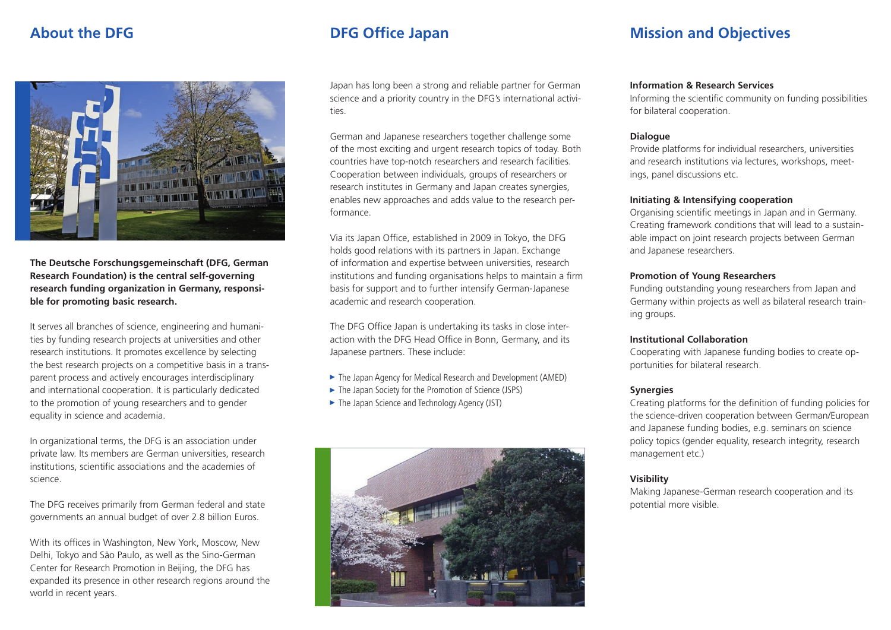## About the DFG

**The Deutsche Forschungsgemeinschaft (DFG, German Research Foundation) is the central self-governing research funding organization in Germany, responsible for promoting basic research.**

It serves all branches of science, engineering and humanities by funding research projects at universities and other research institutions. It promotes excellence by selecting the best research projects on a competitive basis in a transparent process and actively encourages interdisciplinary and international cooperation. It is particularly dedicated to the promotion of young researchers and to gender equality in science and academia.

In organizational terms, the DFG is an association under private law. Its members are German universities, research institutions, scientific associations and the academies of science.

The DFG receives primarily from German federal and state governments an annual budget of over 2.8 billion Euros.

With its offices in Washington, New York, Moscow, New Delhi, Tokyo and São Paulo, as well as the Sino-German Center for Research Promotion in Beijing, the DFG has expanded its presence in other research regions around the world in recent years.

## DFG Office Japan

Japan has long been a strong and reliable partner for German science and a priority country in the DFG's international activities.

German and Japanese researchers together challenge some of the most exciting and urgent research topics of today. Both countries have top-notch researchers and research facilities. Cooperation between individuals, groups of researchers or research institutes in Germany and Japan creates synergies, enables new approaches and adds value to the research performance.

Via its Japan Office, established in 2009 in Tokyo, the DFG holds good relations with its partners in Japan. Exchange of information and expertise between universities, research institutions and funding organisations helps to maintain a firm basis for support and to further intensify German-Japanese academic and research cooperation.

The DFG Office Japan is undertaking its tasks in close interaction with the DFG Head Office in Bonn, Germany, and its Japanese partners. These include:

- The Japan Agency for Medical Research and Development (AMED)
- The Japan Society for the Promotion of Science (JSPS)
- The Japan Science and Technology Agency (JST)

## Mission and Objectives

**Information & Research Services**
Informing the scientific community on funding possibilities for bilateral cooperation.

**Dialogue**
Provide platforms for individual researchers, universities and research institutions via lectures, workshops, meetings, panel discussions etc.

**Initiating & Intensifying cooperation**
Organising scientific meetings in Japan and in Germany. Creating framework conditions that will lead to a sustainable impact on joint research projects between German and Japanese researchers.

**Promotion of Young Researchers**
Funding outstanding young researchers from Japan and Germany within projects as well as bilateral research training groups.

**Institutional Collaboration**
Cooperating with Japanese funding bodies to create opportunities for bilateral research.

**Synergies**
Creating platforms for the definition of funding policies for the science-driven cooperation between German/European and Japanese funding bodies, e.g. seminars on science policy topics (gender equality, research integrity, research management etc.)

**Visibility**
Making Japanese-German research cooperation and its potential more visible.